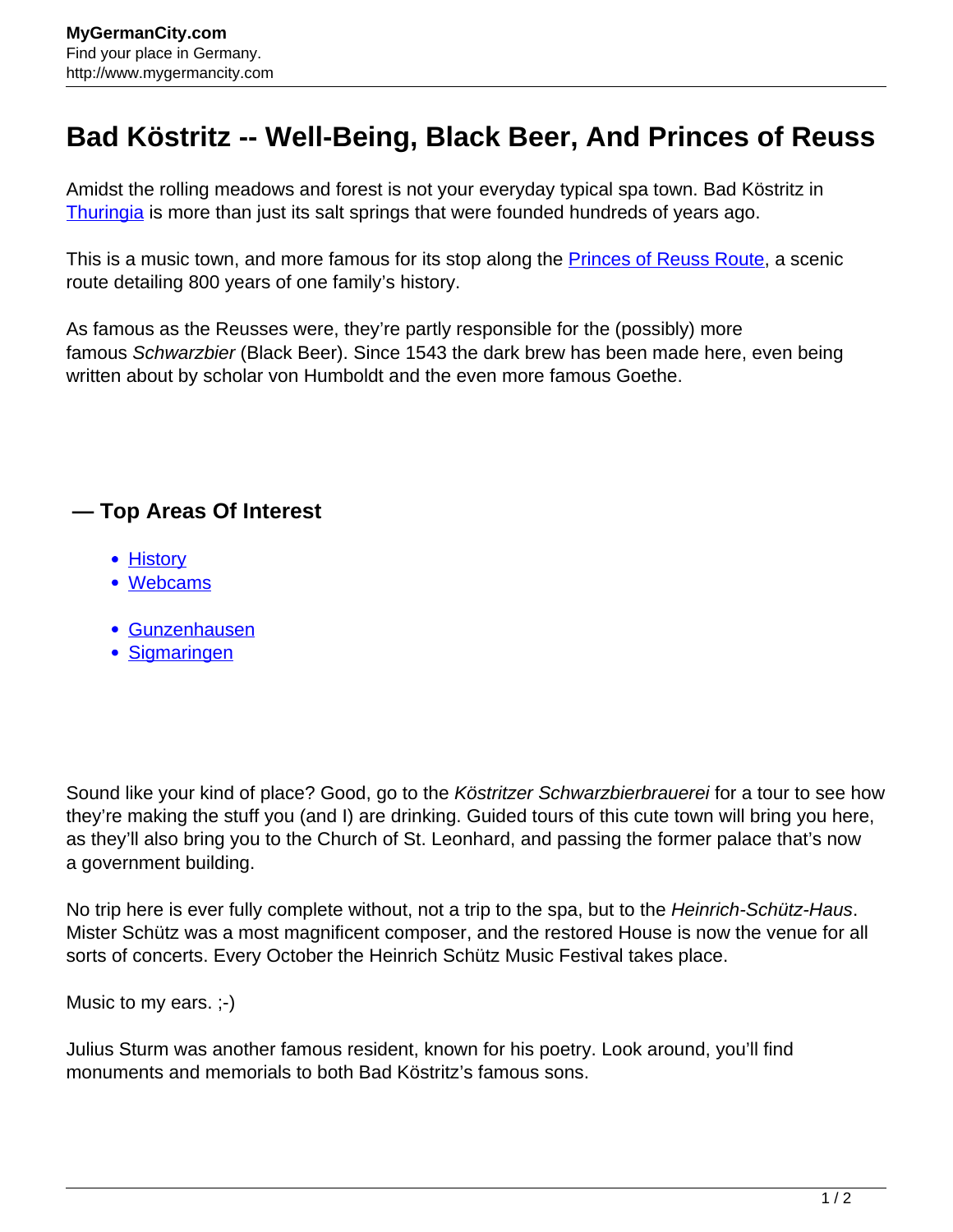# Bad Köstritz -- Well-Being, Black Beer, And Princes of Reuss

Amidst the rolling meadows and forest is not your everyday typical spa town. Bad Köstritz in Thuringia is more than just its salt springs that were founded hundreds of years ago.

This is a music town, and more famous for its stop along the Princes of Reuss Route, a scenic route detailing 800 years of one family's history.

As famous as the Reusses were, they're partly responsible for the (possibly) more famous *Schwarzbier* (Black Beer). Since 1543 the dark brew has been made here, even being written about by scholar von Humboldt and the even more famous Goethe.

### — Top Areas Of Interest

- History
- Webcams

- Gunzenhausen
- Sigmaringen

Sound like your kind of place? Good, go to the *Köstritzer Schwarzbierbrauerei* for a tour to see how they're making the stuff you (and I) are drinking. Guided tours of this cute town will bring you here, as they'll also bring you to the Church of St. Leonhard, and passing the former palace that's now a government building.

No trip here is ever fully complete without, not a trip to the spa, but to the *Heinrich-Schütz-Haus*. Mister Schütz was a most magnificent composer, and the restored House is now the venue for all sorts of concerts. Every October the Heinrich Schütz Music Festival takes place.

Music to my ears. ;-)

Julius Sturm was another famous resident, known for his poetry. Look around, you'll find monuments and memorials to both Bad Köstritz's famous sons.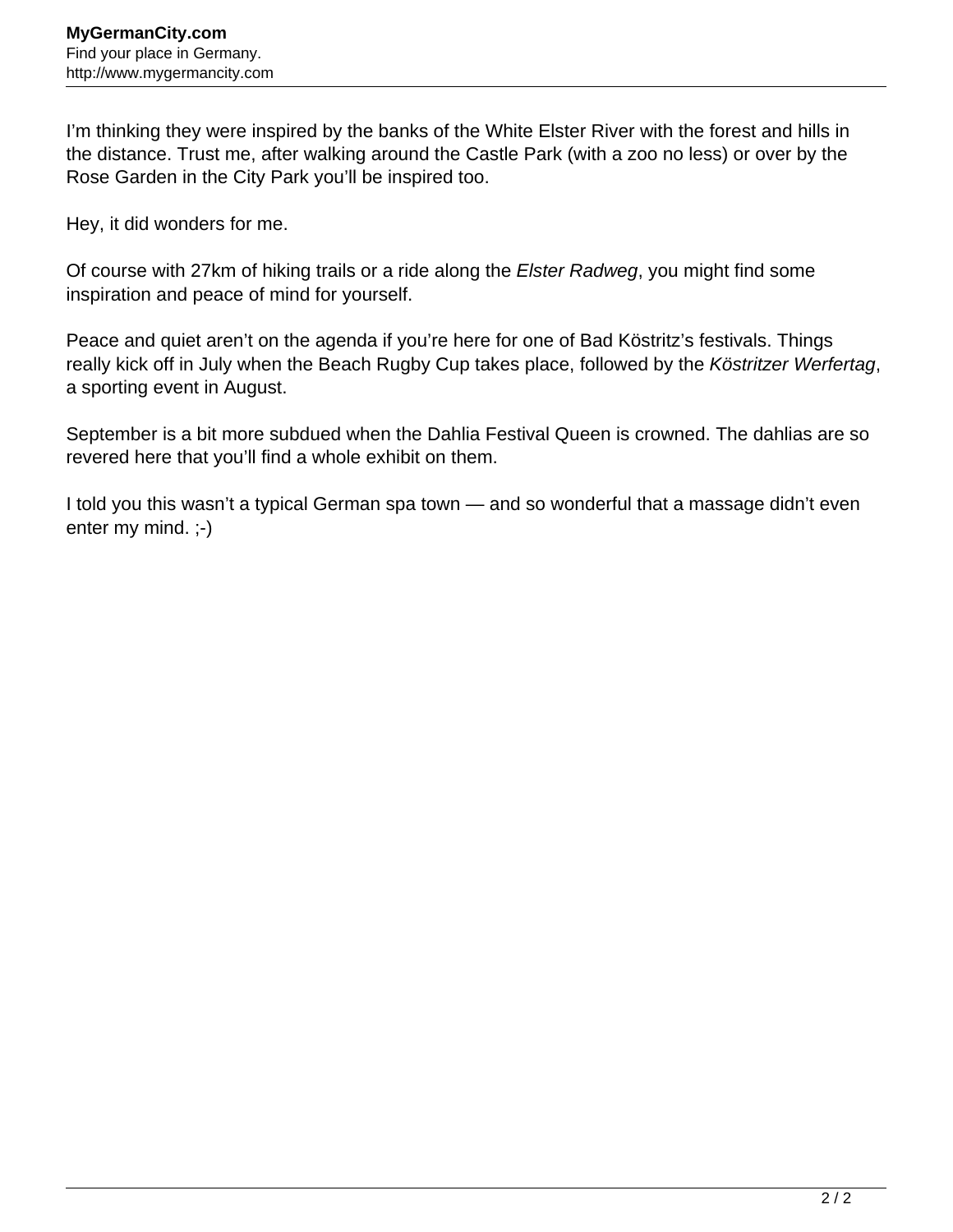I'm thinking they were inspired by the banks of the White Elster River with the forest and hills in the distance. Trust me, after walking around the Castle Park (with a zoo no less) or over by the Rose Garden in the City Park you'll be inspired too.

Hey, it did wonders for me.

Of course with 27km of hiking trails or a ride along the *Elster Radweg*, you might find some inspiration and peace of mind for yourself.

Peace and quiet aren't on the agenda if you're here for one of Bad Köstritz's festivals. Things really kick off in July when the Beach Rugby Cup takes place, followed by the *Köstritzer Werfertag*, a sporting event in August.

September is a bit more subdued when the Dahlia Festival Queen is crowned. The dahlias are so revered here that you'll find a whole exhibit on them.

I told you this wasn't a typical German spa town — and so wonderful that a massage didn't even enter my mind. ;-)